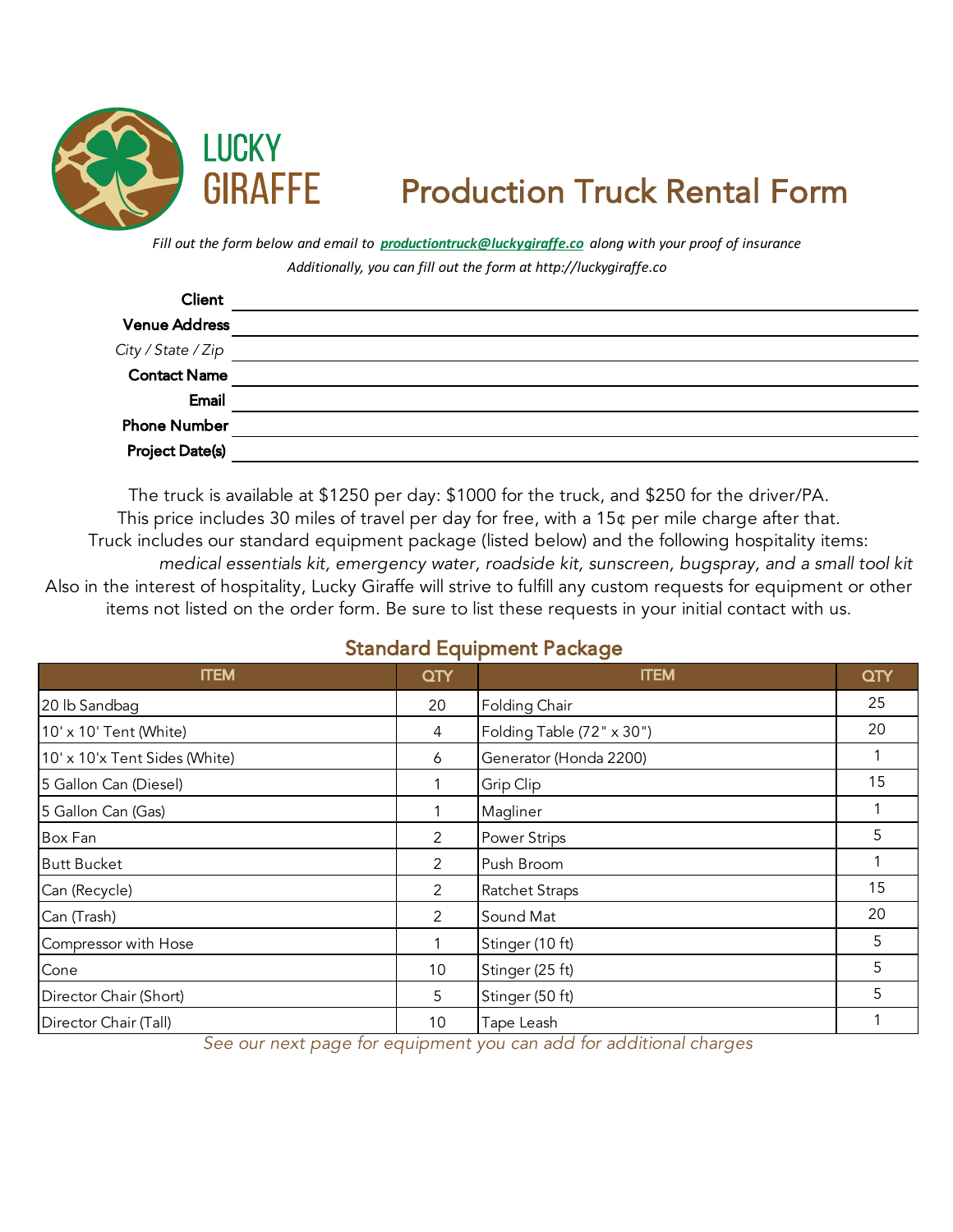LUCKY GIRAFFE

# Production Truck Rental Form

*Fill out the form below and email to **productiontruck@luckygiraffe.co** along with your proof of insurance*

*Additionally, you can fill out the form at http://luckygiraffe.co*

**Client** \_\_\_\_\_\_\_\_\_\_\_\_\_\_\_\_\_\_\_\_\_\_\_\_\_\_\_\_\_\_\_\_\_\_\_\_\_\_\_\_

**Venue Address** \_\_\_\_\_\_\_\_\_\_\_\_\_\_\_\_\_\_\_\_\_\_\_\_\_\_\_\_\_\_\_\_\_\_\_\_\_\_\_\_

*City / State / Zip* \_\_\_\_\_\_\_\_\_\_\_\_\_\_\_\_\_\_\_\_\_\_\_\_\_\_\_\_\_\_\_\_\_\_\_\_\_\_\_\_

**Contact Name** \_\_\_\_\_\_\_\_\_\_\_\_\_\_\_\_\_\_\_\_\_\_\_\_\_\_\_\_\_\_\_\_\_\_\_\_\_\_\_\_

**Email** \_\_\_\_\_\_\_\_\_\_\_\_\_\_\_\_\_\_\_\_\_\_\_\_\_\_\_\_\_\_\_\_\_\_\_\_\_\_\_\_

**Phone Number** \_\_\_\_\_\_\_\_\_\_\_\_\_\_\_\_\_\_\_\_\_\_\_\_\_\_\_\_\_\_\_\_\_\_\_\_\_\_\_\_

**Project Date(s)** \_\_\_\_\_\_\_\_\_\_\_\_\_\_\_\_\_\_\_\_\_\_\_\_\_\_\_\_\_\_\_\_\_\_\_\_\_\_\_\_

The truck is available at $1250 per day: $1000 for the truck, and $250 for the driver/PA.
This price includes 30 miles of travel per day for free, with a 15¢ per mile charge after that.
Truck includes our standard equipment package (listed below) and the following hospitality items:
*medical essentials kit, emergency water, roadside kit, sunscreen, bugspray, and a small tool kit*
Also in the interest of hospitality, Lucky Giraffe will strive to fulfill any custom requests for equipment or other items not listed on the order form. Be sure to list these requests in your initial contact with us.

## Standard Equipment Package

| ITEM | QTY | ITEM | QTY |
|---|---|---|---|
| 20 lb Sandbag | 20 | Folding Chair | 25 |
| 10' x 10' Tent (White) | 4 | Folding Table (72" x 30") | 20 |
| 10' x 10'x Tent Sides (White) | 6 | Generator (Honda 2200) | 1 |
| 5 Gallon Can (Diesel) | 1 | Grip Clip | 15 |
| 5 Gallon Can (Gas) | 1 | Magliner | 1 |
| Box Fan | 2 | Power Strips | 5 |
| Butt Bucket | 2 | Push Broom | 1 |
| Can (Recycle) | 2 | Ratchet Straps | 15 |
| Can (Trash) | 2 | Sound Mat | 20 |
| Compressor with Hose | 1 | Stinger (10 ft) | 5 |
| Cone | 10 | Stinger (25 ft) | 5 |
| Director Chair (Short) | 5 | Stinger (50 ft) | 5 |
| Director Chair (Tall) | 10 | Tape Leash | 1 |

*See our next page for equipment you can add for additional charges*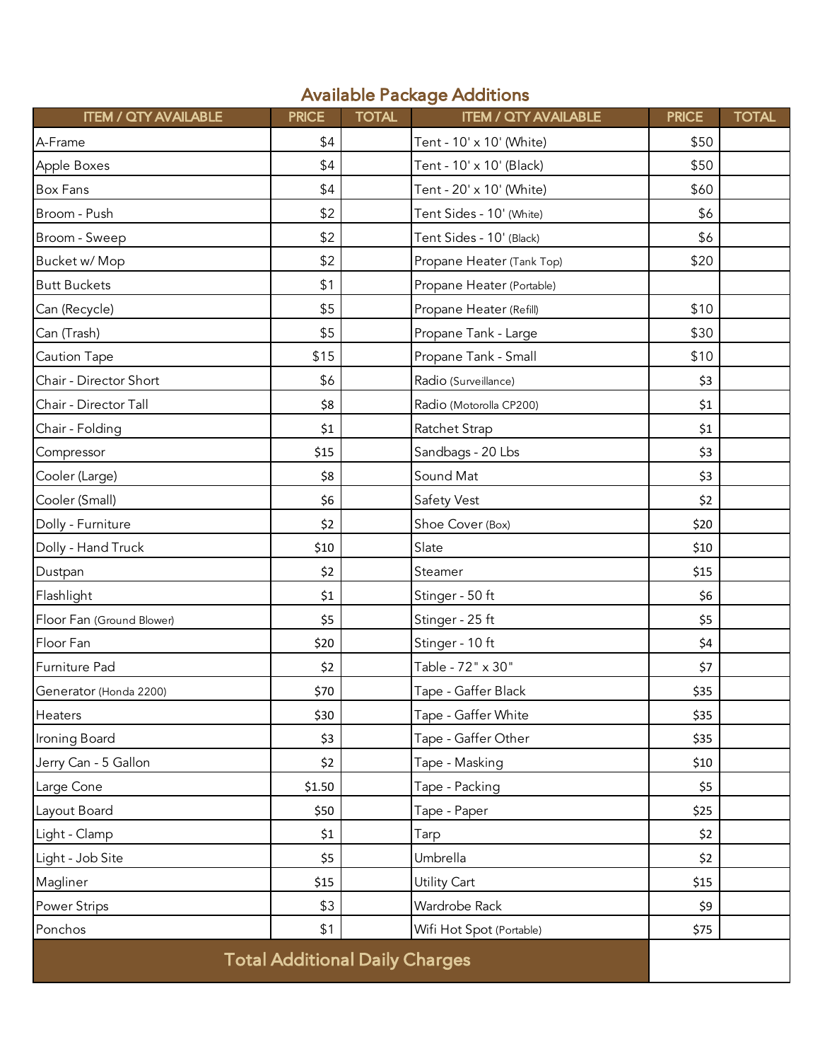## Available Package Additions

| ITEM / QTY AVAILABLE | PRICE | TOTAL | ITEM / QTY AVAILABLE | PRICE | TOTAL |
|---|---|---|---|---|---|
| A-Frame | $4 | | Tent - 10' x 10' (White) | $50 | |
| Apple Boxes | $4 | | Tent - 10' x 10' (Black) | $50 | |
| Box Fans | $4 | | Tent - 20' x 10' (White) | $60 | |
| Broom - Push | $2 | | Tent Sides - 10' (White) | $6 | |
| Broom - Sweep | $2 | | Tent Sides - 10' (Black) | $6 | |
| Bucket w/ Mop | $2 | | Propane Heater (Tank Top) | $20 | |
| Butt Buckets | $1 | | Propane Heater (Portable) | | |
| Can (Recycle) | $5 | | Propane Heater (Refill) | $10 | |
| Can (Trash) | $5 | | Propane Tank - Large | $30 | |
| Caution Tape | $15 | | Propane Tank - Small | $10 | |
| Chair - Director Short | $6 | | Radio (Surveillance) | $3 | |
| Chair - Director Tall | $8 | | Radio (Motorolla CP200) | $1 | |
| Chair - Folding | $1 | | Ratchet Strap | $1 | |
| Compressor | $15 | | Sandbags - 20 Lbs | $3 | |
| Cooler (Large) | $8 | | Sound Mat | $3 | |
| Cooler (Small) | $6 | | Safety Vest | $2 | |
| Dolly - Furniture | $2 | | Shoe Cover (Box) | $20 | |
| Dolly - Hand Truck | $10 | | Slate | $10 | |
| Dustpan | $2 | | Steamer | $15 | |
| Flashlight | $1 | | Stinger - 50 ft | $6 | |
| Floor Fan (Ground Blower) | $5 | | Stinger - 25 ft | $5 | |
| Floor Fan | $20 | | Stinger - 10 ft | $4 | |
| Furniture Pad | $2 | | Table - 72" x 30" | $7 | |
| Generator (Honda 2200) | $70 | | Tape - Gaffer Black | $35 | |
| Heaters | $30 | | Tape - Gaffer White | $35 | |
| Ironing Board | $3 | | Tape - Gaffer Other | $35 | |
| Jerry Can - 5 Gallon | $2 | | Tape - Masking | $10 | |
| Large Cone | $1.50 | | Tape - Packing | $5 | |
| Layout Board | $50 | | Tape - Paper | $25 | |
| Light - Clamp | $1 | | Tarp | $2 | |
| Light - Job Site | $5 | | Umbrella | $2 | |
| Magliner | $15 | | Utility Cart | $15 | |
| Power Strips | $3 | | Wardrobe Rack | $9 | |
| Ponchos | $1 | | Wifi Hot Spot (Portable) | $75 | |
| **Total Additional Daily Charges** | | | | | |